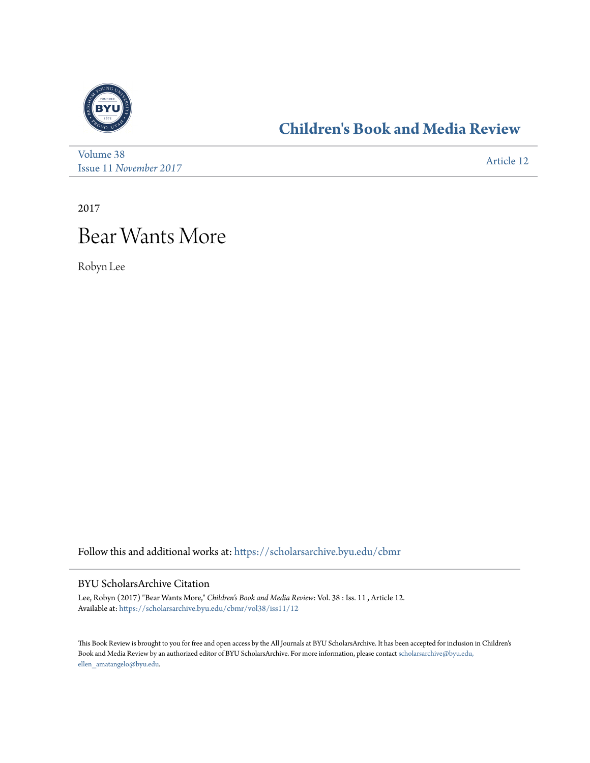## Children's Book and Media Review

Volume 38
Issue 11 *November 2017*

Article 12

2017

# Bear Wants More

Robyn Lee

Follow this and additional works at: https://scholarsarchive.byu.edu/cbmr

### BYU ScholarsArchive Citation

Lee, Robyn (2017) "Bear Wants More," *Children's Book and Media Review*: Vol. 38 : Iss. 11 , Article 12.
Available at: https://scholarsarchive.byu.edu/cbmr/vol38/iss11/12

This Book Review is brought to you for free and open access by the All Journals at BYU ScholarsArchive. It has been accepted for inclusion in Children's Book and Media Review by an authorized editor of BYU ScholarsArchive. For more information, please contact scholarsarchive@byu.edu, ellen_amatangelo@byu.edu.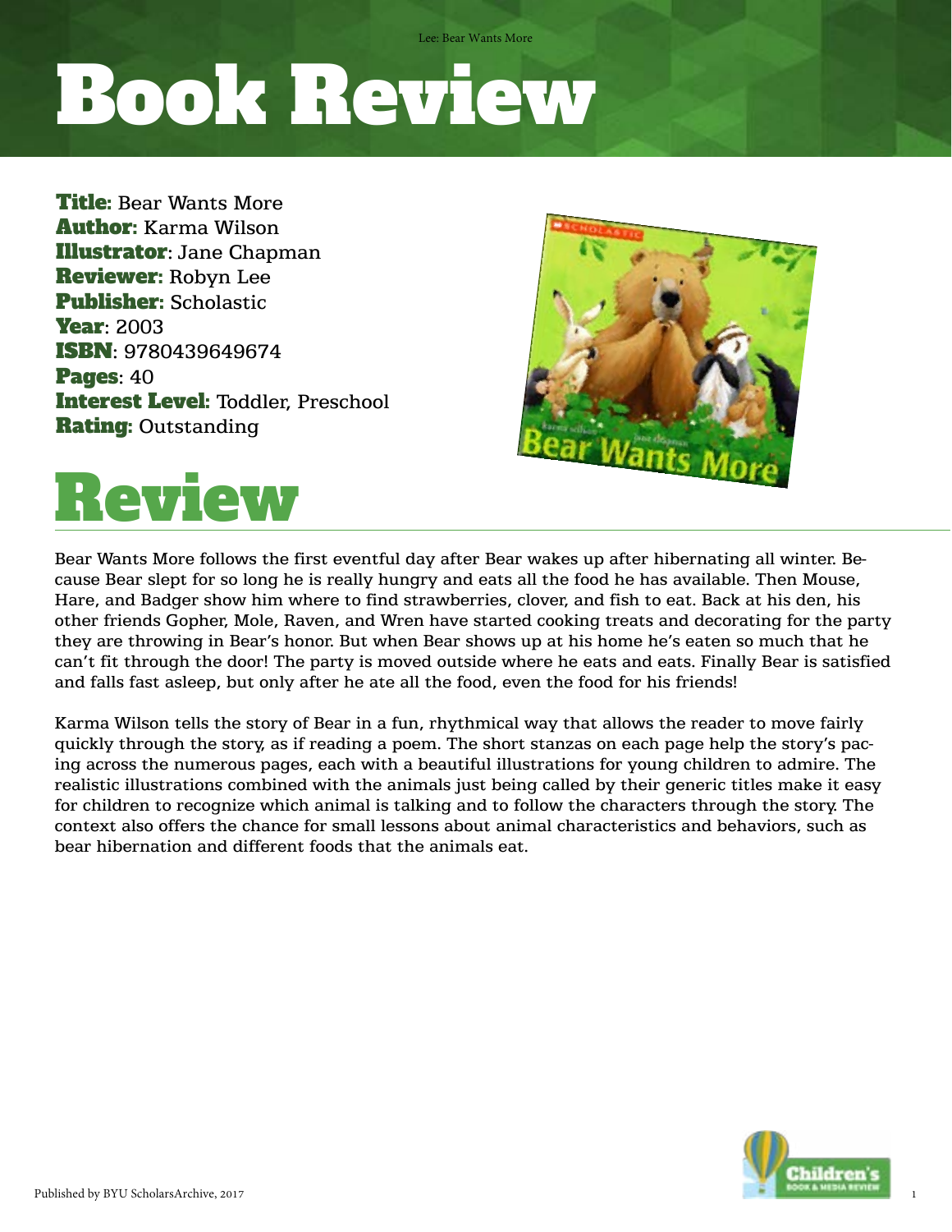# Book Review

**Title:** Bear Wants More
**Author:** Karma Wilson
**Illustrator**: Jane Chapman
**Reviewer:** Robyn Lee
**Publisher:** Scholastic
**Year**: 2003
**ISBN**: 9780439649674
**Pages**: 40
**Interest Level:** Toddler, Preschool
**Rating:** Outstanding

# Review

Bear Wants More follows the first eventful day after Bear wakes up after hibernating all winter. Because Bear slept for so long he is really hungry and eats all the food he has available. Then Mouse, Hare, and Badger show him where to find strawberries, clover, and fish to eat. Back at his den, his other friends Gopher, Mole, Raven, and Wren have started cooking treats and decorating for the party they are throwing in Bear's honor. But when Bear shows up at his home he's eaten so much that he can't fit through the door! The party is moved outside where he eats and eats. Finally Bear is satisfied and falls fast asleep, but only after he ate all the food, even the food for his friends!

Karma Wilson tells the story of Bear in a fun, rhythmical way that allows the reader to move fairly quickly through the story, as if reading a poem. The short stanzas on each page help the story's pacing across the numerous pages, each with a beautiful illustrations for young children to admire. The realistic illustrations combined with the animals just being called by their generic titles make it easy for children to recognize which animal is talking and to follow the characters through the story. The context also offers the chance for small lessons about animal characteristics and behaviors, such as bear hibernation and different foods that the animals eat.